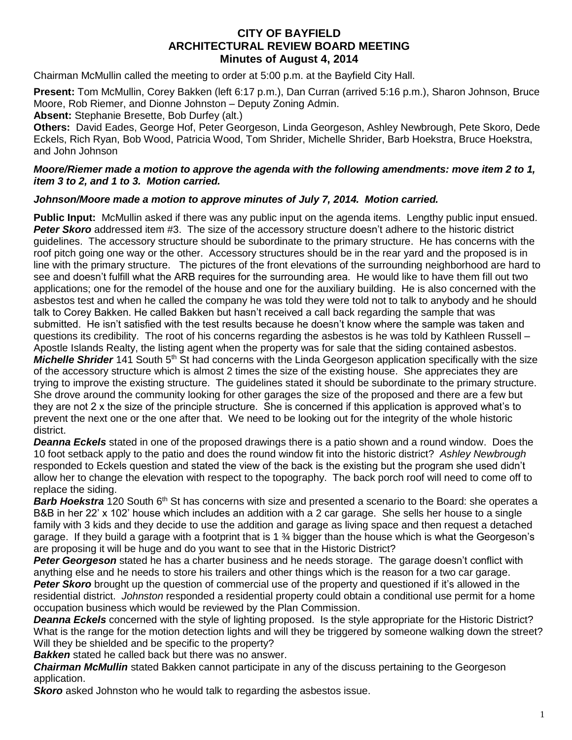# CITY OF BAYFIELD
## ARCHITECTURAL REVIEW BOARD MEETING
### Minutes of August 4, 2014

Chairman McMullin called the meeting to order at 5:00 p.m. at the Bayfield City Hall.

**Present:** Tom McMullin, Corey Bakken (left 6:17 p.m.), Dan Curran (arrived 5:16 p.m.), Sharon Johnson, Bruce Moore, Rob Riemer, and Dionne Johnston – Deputy Zoning Admin.

**Absent:** Stephanie Bresette, Bob Durfey (alt.)

**Others:** David Eades, George Hof, Peter Georgeson, Linda Georgeson, Ashley Newbrough, Pete Skoro, Dede Eckels, Rich Ryan, Bob Wood, Patricia Wood, Tom Shrider, Michelle Shrider, Barb Hoekstra, Bruce Hoekstra, and John Johnson

***Moore/Riemer made a motion to approve the agenda with the following amendments: move item 2 to 1, item 3 to 2, and 1 to 3. Motion carried.***

***Johnson/Moore made a motion to approve minutes of July 7, 2014. Motion carried.***

**Public Input:** McMullin asked if there was any public input on the agenda items. Lengthy public input ensued. ***Peter Skoro*** addressed item #3. The size of the accessory structure doesn't adhere to the historic district guidelines. The accessory structure should be subordinate to the primary structure. He has concerns with the roof pitch going one way or the other. Accessory structures should be in the rear yard and the proposed is in line with the primary structure. The pictures of the front elevations of the surrounding neighborhood are hard to see and doesn't fulfill what the ARB requires for the surrounding area. He would like to have them fill out two applications; one for the remodel of the house and one for the auxiliary building. He is also concerned with the asbestos test and when he called the company he was told they were told not to talk to anybody and he should talk to Corey Bakken. He called Bakken but hasn't received a call back regarding the sample that was submitted. He isn't satisfied with the test results because he doesn't know where the sample was taken and questions its credibility. The root of his concerns regarding the asbestos is he was told by Kathleen Russell – Apostle Islands Realty, the listing agent when the property was for sale that the siding contained asbestos.

***Michelle Shrider*** 141 South 5th St had concerns with the Linda Georgeson application specifically with the size of the accessory structure which is almost 2 times the size of the existing house. She appreciates they are trying to improve the existing structure. The guidelines stated it should be subordinate to the primary structure. She drove around the community looking for other garages the size of the proposed and there are a few but they are not 2 x the size of the principle structure. She is concerned if this application is approved what's to prevent the next one or the one after that. We need to be looking out for the integrity of the whole historic district.

***Deanna Eckels*** stated in one of the proposed drawings there is a patio shown and a round window. Does the 10 foot setback apply to the patio and does the round window fit into the historic district? *Ashley Newbrough* responded to Eckels question and stated the view of the back is the existing but the program she used didn't allow her to change the elevation with respect to the topography. The back porch roof will need to come off to replace the siding.

***Barb Hoekstra*** 120 South 6th St has concerns with size and presented a scenario to the Board: she operates a B&B in her 22' x 102' house which includes an addition with a 2 car garage. She sells her house to a single family with 3 kids and they decide to use the addition and garage as living space and then request a detached garage. If they build a garage with a footprint that is 1 ¾ bigger than the house which is what the Georgeson's are proposing it will be huge and do you want to see that in the Historic District?

***Peter Georgeson*** stated he has a charter business and he needs storage. The garage doesn't conflict with anything else and he needs to store his trailers and other things which is the reason for a two car garage.

***Peter Skoro*** brought up the question of commercial use of the property and questioned if it's allowed in the residential district. *Johnston* responded a residential property could obtain a conditional use permit for a home occupation business which would be reviewed by the Plan Commission.

***Deanna Eckels*** concerned with the style of lighting proposed. Is the style appropriate for the Historic District? What is the range for the motion detection lights and will they be triggered by someone walking down the street? Will they be shielded and be specific to the property?

***Bakken*** stated he called back but there was no answer.

***Chairman McMullin*** stated Bakken cannot participate in any of the discuss pertaining to the Georgeson application.

***Skoro*** asked Johnston who he would talk to regarding the asbestos issue.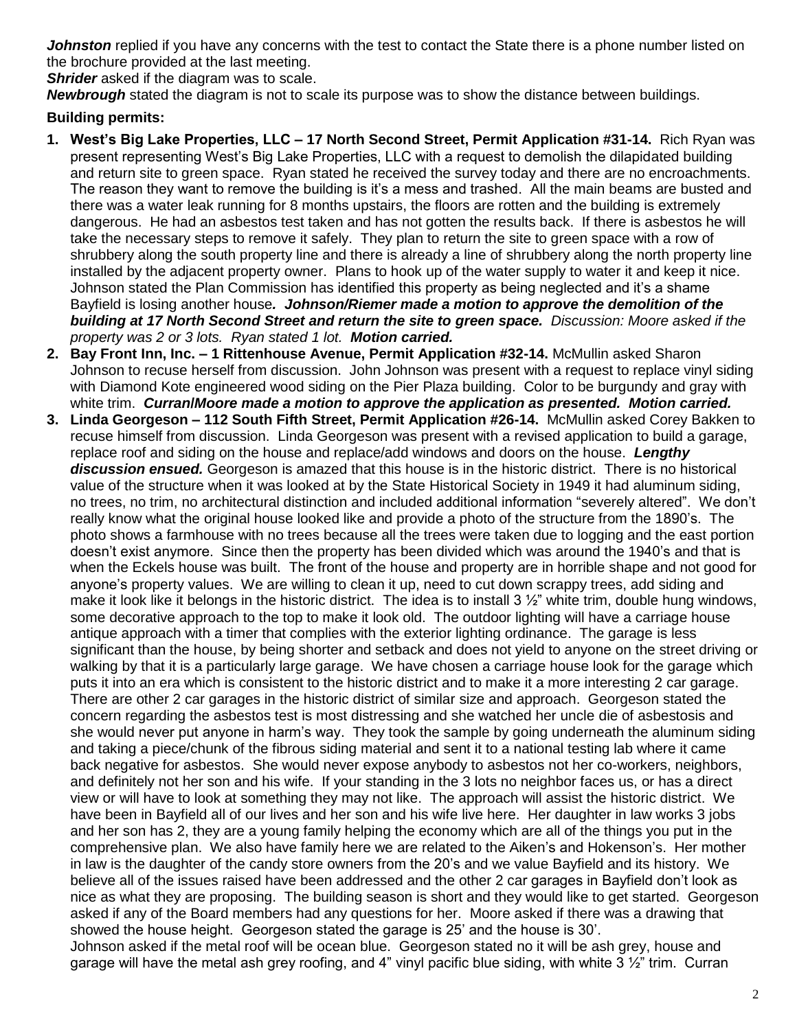***Johnston*** replied if you have any concerns with the test to contact the State there is a phone number listed on the brochure provided at the last meeting.

***Shrider*** asked if the diagram was to scale.

***Newbrough*** stated the diagram is not to scale its purpose was to show the distance between buildings.

**Building permits:**

1. **West's Big Lake Properties, LLC – 17 North Second Street, Permit Application #31-14.** Rich Ryan was present representing West's Big Lake Properties, LLC with a request to demolish the dilapidated building and return site to green space. Ryan stated he received the survey today and there are no encroachments. The reason they want to remove the building is it's a mess and trashed. All the main beams are busted and there was a water leak running for 8 months upstairs, the floors are rotten and the building is extremely dangerous. He had an asbestos test taken and has not gotten the results back. If there is asbestos he will take the necessary steps to remove it safely. They plan to return the site to green space with a row of shrubbery along the south property line and there is already a line of shrubbery along the north property line installed by the adjacent property owner. Plans to hook up of the water supply to water it and keep it nice. Johnson stated the Plan Commission has identified this property as being neglected and it's a shame Bayfield is losing another house***. Johnson/Riemer made a motion to approve the demolition of the building at 17 North Second Street and return the site to green space.*** *Discussion: Moore asked if the property was 2 or 3 lots. Ryan stated 1 lot.* ***Motion carried.***
2. **Bay Front Inn, Inc. – 1 Rittenhouse Avenue, Permit Application #32-14.** McMullin asked Sharon Johnson to recuse herself from discussion. John Johnson was present with a request to replace vinyl siding with Diamond Kote engineered wood siding on the Pier Plaza building. Color to be burgundy and gray with white trim. ***Curran/Moore made a motion to approve the application as presented. Motion carried.***
3. **Linda Georgeson – 112 South Fifth Street, Permit Application #26-14.** McMullin asked Corey Bakken to recuse himself from discussion. Linda Georgeson was present with a revised application to build a garage, replace roof and siding on the house and replace/add windows and doors on the house. ***Lengthy discussion ensued.*** Georgeson is amazed that this house is in the historic district. There is no historical value of the structure when it was looked at by the State Historical Society in 1949 it had aluminum siding, no trees, no trim, no architectural distinction and included additional information "severely altered". We don't really know what the original house looked like and provide a photo of the structure from the 1890's. The photo shows a farmhouse with no trees because all the trees were taken due to logging and the east portion doesn't exist anymore. Since then the property has been divided which was around the 1940's and that is when the Eckels house was built. The front of the house and property are in horrible shape and not good for anyone's property values. We are willing to clean it up, need to cut down scrappy trees, add siding and make it look like it belongs in the historic district. The idea is to install 3 ½" white trim, double hung windows, some decorative approach to the top to make it look old. The outdoor lighting will have a carriage house antique approach with a timer that complies with the exterior lighting ordinance. The garage is less significant than the house, by being shorter and setback and does not yield to anyone on the street driving or walking by that it is a particularly large garage. We have chosen a carriage house look for the garage which puts it into an era which is consistent to the historic district and to make it a more interesting 2 car garage. There are other 2 car garages in the historic district of similar size and approach. Georgeson stated the concern regarding the asbestos test is most distressing and she watched her uncle die of asbestosis and she would never put anyone in harm's way. They took the sample by going underneath the aluminum siding and taking a piece/chunk of the fibrous siding material and sent it to a national testing lab where it came back negative for asbestos. She would never expose anybody to asbestos not her co-workers, neighbors, and definitely not her son and his wife. If your standing in the 3 lots no neighbor faces us, or has a direct view or will have to look at something they may not like. The approach will assist the historic district. We have been in Bayfield all of our lives and her son and his wife live here. Her daughter in law works 3 jobs and her son has 2, they are a young family helping the economy which are all of the things you put in the comprehensive plan. We also have family here we are related to the Aiken's and Hokenson's. Her mother in law is the daughter of the candy store owners from the 20's and we value Bayfield and its history. We believe all of the issues raised have been addressed and the other 2 car garages in Bayfield don't look as nice as what they are proposing. The building season is short and they would like to get started. Georgeson asked if any of the Board members had any questions for her. Moore asked if there was a drawing that showed the house height. Georgeson stated the garage is 25' and the house is 30'.

   Johnson asked if the metal roof will be ocean blue. Georgeson stated no it will be ash grey, house and garage will have the metal ash grey roofing, and 4" vinyl pacific blue siding, with white 3 ½" trim. Curran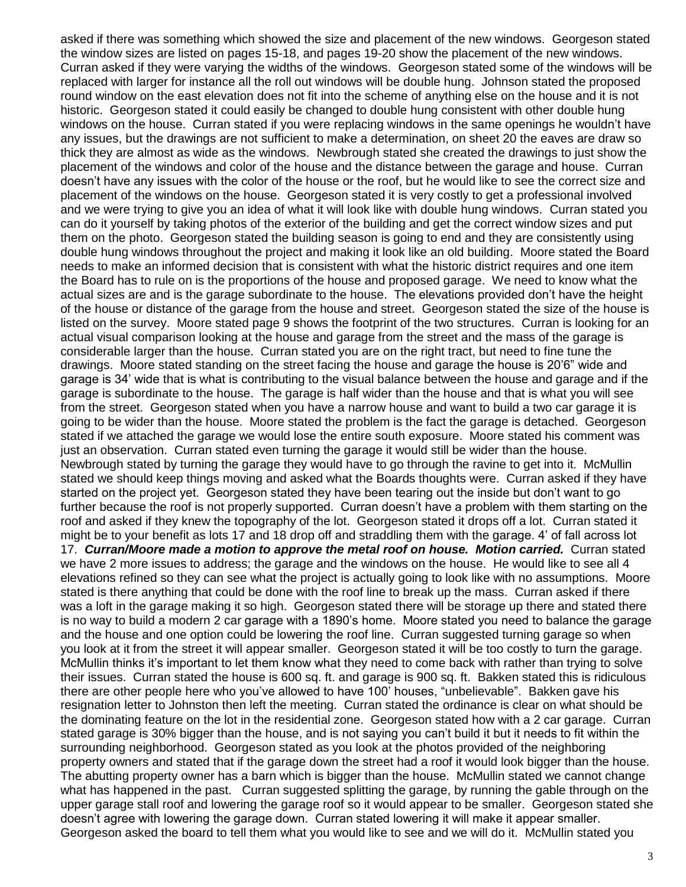asked if there was something which showed the size and placement of the new windows. Georgeson stated the window sizes are listed on pages 15-18, and pages 19-20 show the placement of the new windows. Curran asked if they were varying the widths of the windows. Georgeson stated some of the windows will be replaced with larger for instance all the roll out windows will be double hung. Johnson stated the proposed round window on the east elevation does not fit into the scheme of anything else on the house and it is not historic. Georgeson stated it could easily be changed to double hung consistent with other double hung windows on the house. Curran stated if you were replacing windows in the same openings he wouldn't have any issues, but the drawings are not sufficient to make a determination, on sheet 20 the eaves are draw so thick they are almost as wide as the windows. Newbrough stated she created the drawings to just show the placement of the windows and color of the house and the distance between the garage and house. Curran doesn't have any issues with the color of the house or the roof, but he would like to see the correct size and placement of the windows on the house. Georgeson stated it is very costly to get a professional involved and we were trying to give you an idea of what it will look like with double hung windows. Curran stated you can do it yourself by taking photos of the exterior of the building and get the correct window sizes and put them on the photo. Georgeson stated the building season is going to end and they are consistently using double hung windows throughout the project and making it look like an old building. Moore stated the Board needs to make an informed decision that is consistent with what the historic district requires and one item the Board has to rule on is the proportions of the house and proposed garage. We need to know what the actual sizes are and is the garage subordinate to the house. The elevations provided don't have the height of the house or distance of the garage from the house and street. Georgeson stated the size of the house is listed on the survey. Moore stated page 9 shows the footprint of the two structures. Curran is looking for an actual visual comparison looking at the house and garage from the street and the mass of the garage is considerable larger than the house. Curran stated you are on the right tract, but need to fine tune the drawings. Moore stated standing on the street facing the house and garage the house is 20'6" wide and garage is 34' wide that is what is contributing to the visual balance between the house and garage and if the garage is subordinate to the house. The garage is half wider than the house and that is what you will see from the street. Georgeson stated when you have a narrow house and want to build a two car garage it is going to be wider than the house. Moore stated the problem is the fact the garage is detached. Georgeson stated if we attached the garage we would lose the entire south exposure. Moore stated his comment was just an observation. Curran stated even turning the garage it would still be wider than the house. Newbrough stated by turning the garage they would have to go through the ravine to get into it. McMullin stated we should keep things moving and asked what the Boards thoughts were. Curran asked if they have started on the project yet. Georgeson stated they have been tearing out the inside but don't want to go further because the roof is not properly supported. Curran doesn't have a problem with them starting on the roof and asked if they knew the topography of the lot. Georgeson stated it drops off a lot. Curran stated it might be to your benefit as lots 17 and 18 drop off and straddling them with the garage. 4' of fall across lot 17. ***Curran/Moore made a motion to approve the metal roof on house. Motion carried.*** Curran stated we have 2 more issues to address; the garage and the windows on the house. He would like to see all 4 elevations refined so they can see what the project is actually going to look like with no assumptions. Moore stated is there anything that could be done with the roof line to break up the mass. Curran asked if there was a loft in the garage making it so high. Georgeson stated there will be storage up there and stated there is no way to build a modern 2 car garage with a 1890's home. Moore stated you need to balance the garage and the house and one option could be lowering the roof line. Curran suggested turning garage so when you look at it from the street it will appear smaller. Georgeson stated it will be too costly to turn the garage. McMullin thinks it's important to let them know what they need to come back with rather than trying to solve their issues. Curran stated the house is 600 sq. ft. and garage is 900 sq. ft. Bakken stated this is ridiculous there are other people here who you've allowed to have 100' houses, "unbelievable". Bakken gave his resignation letter to Johnston then left the meeting. Curran stated the ordinance is clear on what should be the dominating feature on the lot in the residential zone. Georgeson stated how with a 2 car garage. Curran stated garage is 30% bigger than the house, and is not saying you can't build it but it needs to fit within the surrounding neighborhood. Georgeson stated as you look at the photos provided of the neighboring property owners and stated that if the garage down the street had a roof it would look bigger than the house. The abutting property owner has a barn which is bigger than the house. McMullin stated we cannot change what has happened in the past. Curran suggested splitting the garage, by running the gable through on the upper garage stall roof and lowering the garage roof so it would appear to be smaller. Georgeson stated she doesn't agree with lowering the garage down. Curran stated lowering it will make it appear smaller. Georgeson asked the board to tell them what you would like to see and we will do it. McMullin stated you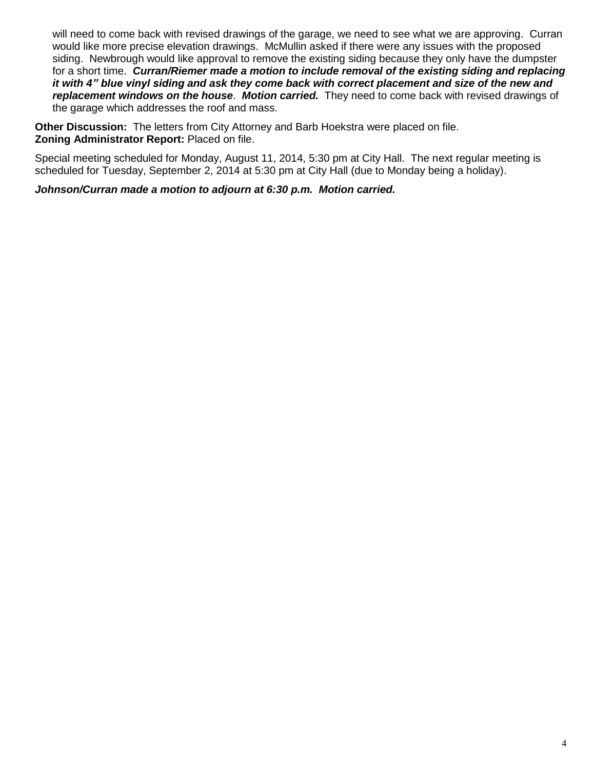will need to come back with revised drawings of the garage, we need to see what we are approving. Curran would like more precise elevation drawings. McMullin asked if there were any issues with the proposed siding. Newbrough would like approval to remove the existing siding because they only have the dumpster for a short time. ***Curran/Riemer made a motion to include removal of the existing siding and replacing it with 4" blue vinyl siding and ask they come back with correct placement and size of the new and replacement windows on the house***. ***Motion carried.*** They need to come back with revised drawings of the garage which addresses the roof and mass.

**Other Discussion:** The letters from City Attorney and Barb Hoekstra were placed on file.
**Zoning Administrator Report:** Placed on file.

Special meeting scheduled for Monday, August 11, 2014, 5:30 pm at City Hall. The next regular meeting is scheduled for Tuesday, September 2, 2014 at 5:30 pm at City Hall (due to Monday being a holiday).

***Johnson/Curran made a motion to adjourn at 6:30 p.m. Motion carried.***